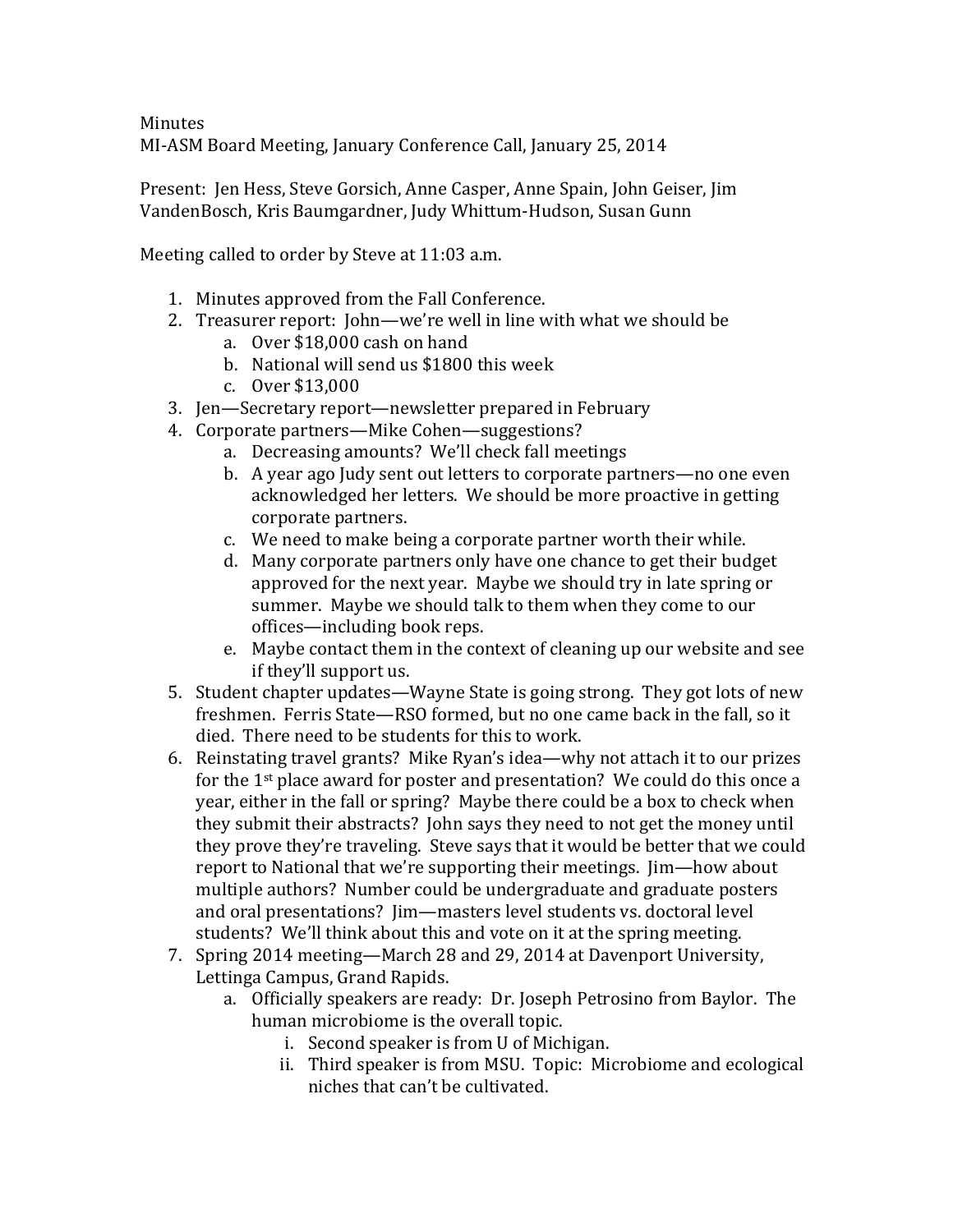Minutes
MI-ASM Board Meeting, January Conference Call, January 25, 2014

Present: Jen Hess, Steve Gorsich, Anne Casper, Anne Spain, John Geiser, Jim VandenBosch, Kris Baumgardner, Judy Whittum-Hudson, Susan Gunn

Meeting called to order by Steve at 11:03 a.m.

1. Minutes approved from the Fall Conference.
2. Treasurer report: John—we're well in line with what we should be
   a. Over $18,000 cash on hand
   b. National will send us $1800 this week
   c. Over $13,000
3. Jen—Secretary report—newsletter prepared in February
4. Corporate partners—Mike Cohen—suggestions?
   a. Decreasing amounts? We'll check fall meetings
   b. A year ago Judy sent out letters to corporate partners—no one even acknowledged her letters. We should be more proactive in getting corporate partners.
   c. We need to make being a corporate partner worth their while.
   d. Many corporate partners only have one chance to get their budget approved for the next year. Maybe we should try in late spring or summer. Maybe we should talk to them when they come to our offices—including book reps.
   e. Maybe contact them in the context of cleaning up our website and see if they'll support us.
5. Student chapter updates—Wayne State is going strong. They got lots of new freshmen. Ferris State—RSO formed, but no one came back in the fall, so it died. There need to be students for this to work.
6. Reinstating travel grants? Mike Ryan's idea—why not attach it to our prizes for the 1st place award for poster and presentation? We could do this once a year, either in the fall or spring? Maybe there could be a box to check when they submit their abstracts? John says they need to not get the money until they prove they're traveling. Steve says that it would be better that we could report to National that we're supporting their meetings. Jim—how about multiple authors? Number could be undergraduate and graduate posters and oral presentations? Jim—masters level students vs. doctoral level students? We'll think about this and vote on it at the spring meeting.
7. Spring 2014 meeting—March 28 and 29, 2014 at Davenport University, Lettinga Campus, Grand Rapids.
   a. Officially speakers are ready: Dr. Joseph Petrosino from Baylor. The human microbiome is the overall topic.
      i. Second speaker is from U of Michigan.
      ii. Third speaker is from MSU. Topic: Microbiome and ecological niches that can't be cultivated.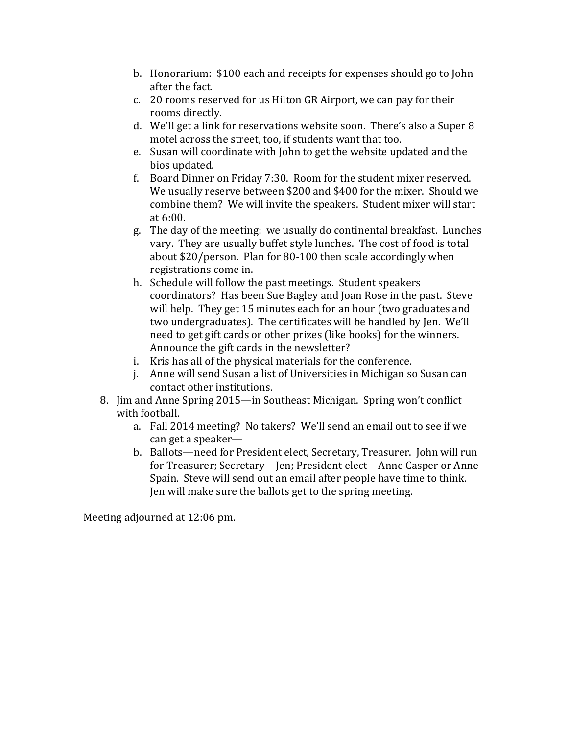b. Honorarium: \$100 each and receipts for expenses should go to John after the fact.
c. 20 rooms reserved for us Hilton GR Airport, we can pay for their rooms directly.
d. We'll get a link for reservations website soon. There's also a Super 8 motel across the street, too, if students want that too.
e. Susan will coordinate with John to get the website updated and the bios updated.
f. Board Dinner on Friday 7:30. Room for the student mixer reserved. We usually reserve between \$200 and \$400 for the mixer. Should we combine them? We will invite the speakers. Student mixer will start at 6:00.
g. The day of the meeting: we usually do continental breakfast. Lunches vary. They are usually buffet style lunches. The cost of food is total about \$20/person. Plan for 80-100 then scale accordingly when registrations come in.
h. Schedule will follow the past meetings. Student speakers coordinators? Has been Sue Bagley and Joan Rose in the past. Steve will help. They get 15 minutes each for an hour (two graduates and two undergraduates). The certificates will be handled by Jen. We'll need to get gift cards or other prizes (like books) for the winners. Announce the gift cards in the newsletter?
i. Kris has all of the physical materials for the conference.
j. Anne will send Susan a list of Universities in Michigan so Susan can contact other institutions.

8. Jim and Anne Spring 2015—in Southeast Michigan. Spring won't conflict with football.
    a. Fall 2014 meeting? No takers? We'll send an email out to see if we can get a speaker—
    b. Ballots—need for President elect, Secretary, Treasurer. John will run for Treasurer; Secretary—Jen; President elect—Anne Casper or Anne Spain. Steve will send out an email after people have time to think. Jen will make sure the ballots get to the spring meeting.

Meeting adjourned at 12:06 pm.